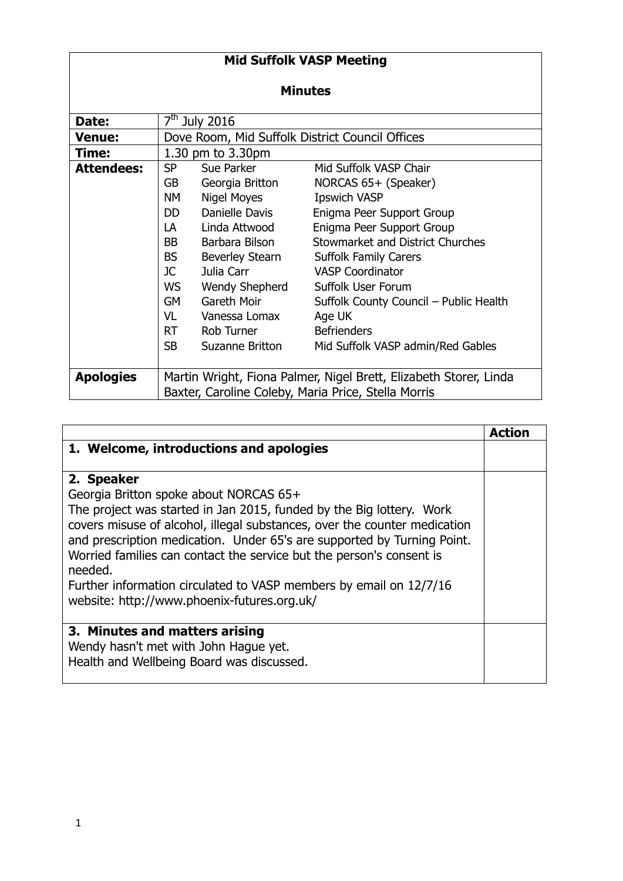| **Mid Suffolk VASP Meeting** | | | |
|---|---|---|---|
| **Minutes** | | | |
| **Date:** | 7th July 2016 | | |
| **Venue:** | Dove Room, Mid Suffolk District Council Offices | | |
| **Time:** | 1.30 pm to 3.30pm | | |
| **Attendees:** | SP | Sue Parker | Mid Suffolk VASP Chair |
| | GB | Georgia Britton | NORCAS 65+ (Speaker) |
| | NM | Nigel Moyes | Ipswich VASP |
| | DD | Danielle Davis | Enigma Peer Support Group |
| | LA | Linda Attwood | Enigma Peer Support Group |
| | BB | Barbara Bilson | Stowmarket and District Churches |
| | BS | Beverley Stearn | Suffolk Family Carers |
| | JC | Julia Carr | VASP Coordinator |
| | WS | Wendy Shepherd | Suffolk User Forum |
| | GM | Gareth Moir | Suffolk County Council – Public Health |
| | VL | Vanessa Lomax | Age UK |
| | RT | Rob Turner | Befrienders |
| | SB | Suzanne Britton | Mid Suffolk VASP admin/Red Gables |
| **Apologies** | Martin Wright, Fiona Palmer, Nigel Brett, Elizabeth Storer, Linda Baxter, Caroline Coleby, Maria Price, Stella Morris | | |

| | **Action** |
|---|---|
| **1. Welcome, introductions and apologies** | |
| **2. Speaker**<br>Georgia Britton spoke about NORCAS 65+<br>The project was started in Jan 2015, funded by the Big lottery. Work covers misuse of alcohol, illegal substances, over the counter medication and prescription medication. Under 65's are supported by Turning Point. Worried families can contact the service but the person's consent is needed.<br>Further information circulated to VASP members by email on 12/7/16<br>website: http://www.phoenix-futures.org.uk/ | |
| **3. Minutes and matters arising**<br>Wendy hasn't met with John Hague yet.<br>Health and Wellbeing Board was discussed. | |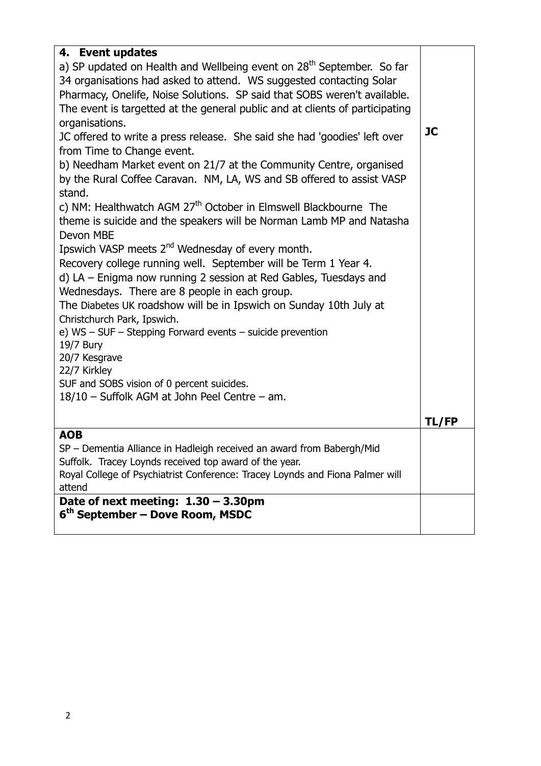| | |
|---|---|
| **4. Event updates**<br>a) SP updated on Health and Wellbeing event on 28th September. So far 34 organisations had asked to attend. WS suggested contacting Solar Pharmacy, Onelife, Noise Solutions. SP said that SOBS weren't available. The event is targetted at the general public and at clients of participating organisations.<br>JC offered to write a press release. She said she had 'goodies' left over from Time to Change event.<br>b) Needham Market event on 21/7 at the Community Centre, organised by the Rural Coffee Caravan. NM, LA, WS and SB offered to assist VASP stand.<br>c) NM: Healthwatch AGM 27th October in Elmswell Blackbourne The theme is suicide and the speakers will be Norman Lamb MP and Natasha Devon MBE<br>Ipswich VASP meets 2nd Wednesday of every month.<br>Recovery college running well. September will be Term 1 Year 4.<br>d) LA – Enigma now running 2 session at Red Gables, Tuesdays and Wednesdays. There are 8 people in each group.<br>The Diabetes UK roadshow will be in Ipswich on Sunday 10th July at Christchurch Park, Ipswich.<br>e) WS – SUF – Stepping Forward events – suicide prevention<br>19/7 Bury<br>20/7 Kesgrave<br>22/7 Kirkley<br>SUF and SOBS vision of 0 percent suicides.<br>18/10 – Suffolk AGM at John Peel Centre – am. | **JC**<br><br><br><br><br>**TL/FP** |
| **AOB**<br>SP – Dementia Alliance in Hadleigh received an award from Babergh/Mid Suffolk. Tracey Loynds received top award of the year.<br>Royal College of Psychiatrist Conference: Tracey Loynds and Fiona Palmer will attend | |
| **Date of next meeting: 1.30 – 3.30pm**<br>**6th September – Dove Room, MSDC** | |